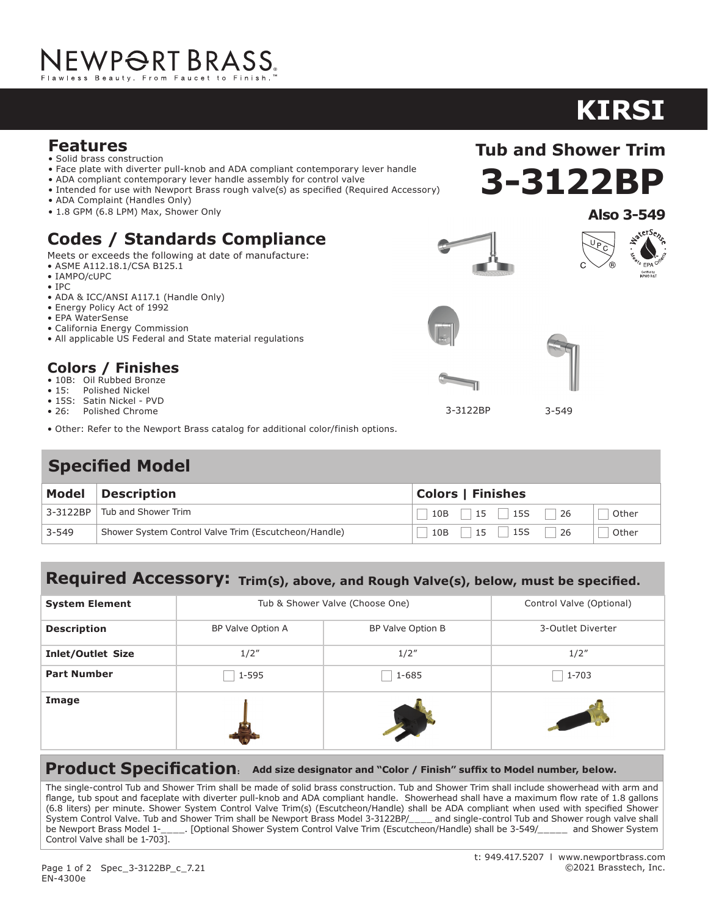# NEWPORT BRASS

Flawless Beauty. From Faucet to Finish.™

# KIRSI

## Tub and Shower Trim

# 3-3122BP

**Also 3-549**

## Features

- Solid brass construction
- Face plate with diverter pull-knob and ADA compliant contemporary lever handle
- ADA compliant contemporary lever handle assembly for control valve
- Intended for use with Newport Brass rough valve(s) as specified (Required Accessory)
- ADA Complaint (Handles Only)
- 1.8 GPM (6.8 LPM) Max, Shower Only

## Codes / Standards Compliance

Meets or exceeds the following at date of manufacture:

- ASME A112.18.1/CSA B125.1
- IAMPO/cUPC
- IPC
- ADA & ICC/ANSI A117.1 (Handle Only)
- Energy Policy Act of 1992
- EPA WaterSense
- California Energy Commission
- All applicable US Federal and State material regulations

## Colors / Finishes

- 10B: Oil Rubbed Bronze
- 15: Polished Nickel
- 15S: Satin Nickel - PVD
- 26: Polished Chrome

- Other: Refer to the Newport Brass catalog for additional color/finish options.

3-3122BP

3-549

## Specified Model

| Model | Description | Colors \| Finishes | | | | |
|---|---|---|---|---|---|---|
| 3-3122BP | Tub and Shower Trim | ☐ 10B | ☐ 15 | ☐ 15S | ☐ 26 | ☐ Other |
| 3-549 | Shower System Control Valve Trim (Escutcheon/Handle) | ☐ 10B | ☐ 15 | ☐ 15S | ☐ 26 | ☐ Other |

## Required Accessory: Trim(s), above, and Rough Valve(s), below, must be specified.

| System Element | Tub & Shower Valve (Choose One) | | Control Valve (Optional) |
|---|---|---|---|
| **Description** | BP Valve Option A | BP Valve Option B | 3-Outlet Diverter |
| **Inlet/Outlet Size** | 1/2″ | 1/2″ | 1/2″ |
| **Part Number** | ☐ 1-595 | ☐ 1-685 | ☐ 1-703 |
| **Image** | | | |

## Product Specification: Add size designator and "Color / Finish" suffix to Model number, below.

The single-control Tub and Shower Trim shall be made of solid brass construction. Tub and Shower Trim shall include showerhead with arm and flange, tub spout and faceplate with diverter pull-knob and ADA compliant handle. Showerhead shall have a maximum flow rate of 1.8 gallons (6.8 liters) per minute. Shower System Control Valve Trim(s) (Escutcheon/Handle) shall be ADA compliant when used with specified Shower System Control Valve. Tub and Shower Trim shall be Newport Brass Model 3-3122BP/____ and single-control Tub and Shower rough valve shall be Newport Brass Model 1-____. [Optional Shower System Control Valve Trim (Escutcheon/Handle) shall be 3-549/_____ and Shower System Control Valve shall be 1-703].

t: 949.417.5207 l www.newportbrass.com

©2021 Brasstech, Inc.

Spec_3-3122BP_c_7.21

EN-4300e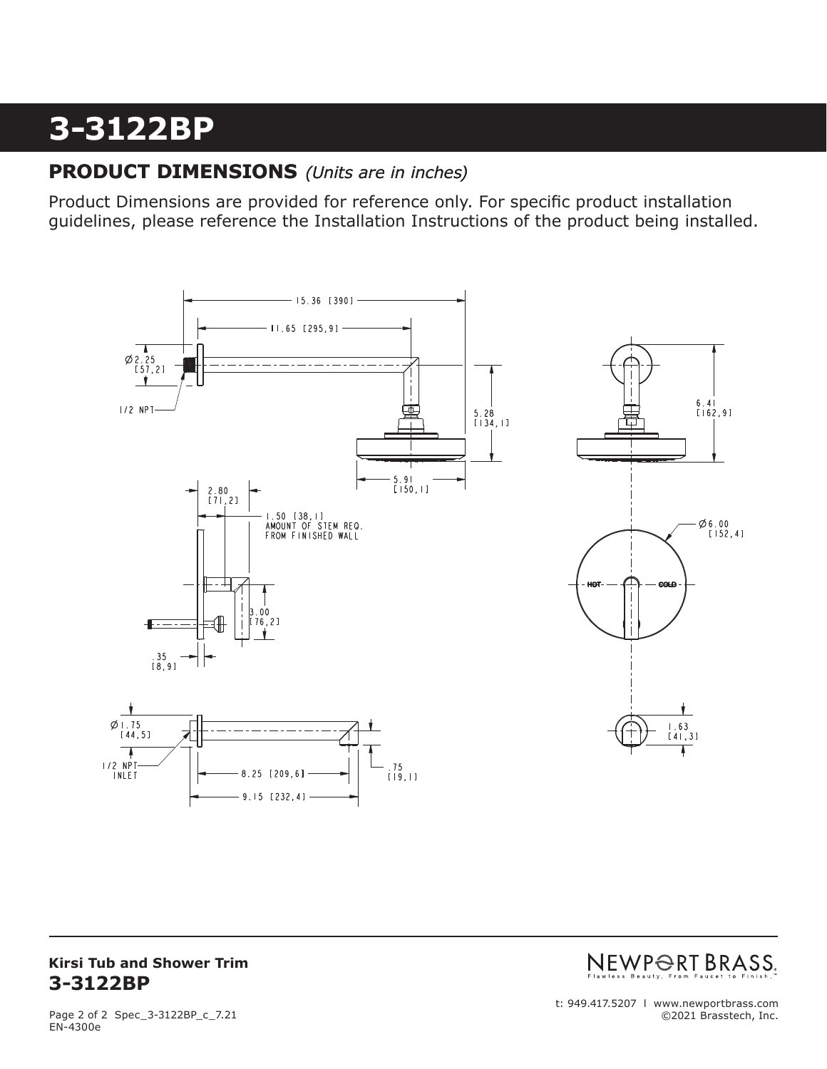# 3-3122BP

## PRODUCT DIMENSIONS *(Units are in inches)*

Product Dimensions are provided for reference only. For specific product installation guidelines, please reference the Installation Instructions of the product being installed.

15.36 [390]

11.65 [295,9]

Ø2.25
[57,2]

1/2 NPT

5.28
[134,1]

5.91
[150,1]

6.41
[162,9]

2.80
[71,2]

1.50 [38,1]
AMOUNT OF STEM REQ.
FROM FINISHED WALL

Ø6.00
[152,4]

HOT

COLD

3.00
[76,2]

.35
[8,9]

Ø1.75
[44,5]

1/2 NPT
INLET

8.25 [209,6]

9.15 [232,4]

.75
[19,1]

1.63
[41,3]

**Kirsi Tub and Shower Trim**
**3-3122BP**

Spec_3-3122BP_c_7.21
EN-4300e

t: 949.417.5207 l www.newportbrass.com
©2021 Brasstech, Inc.